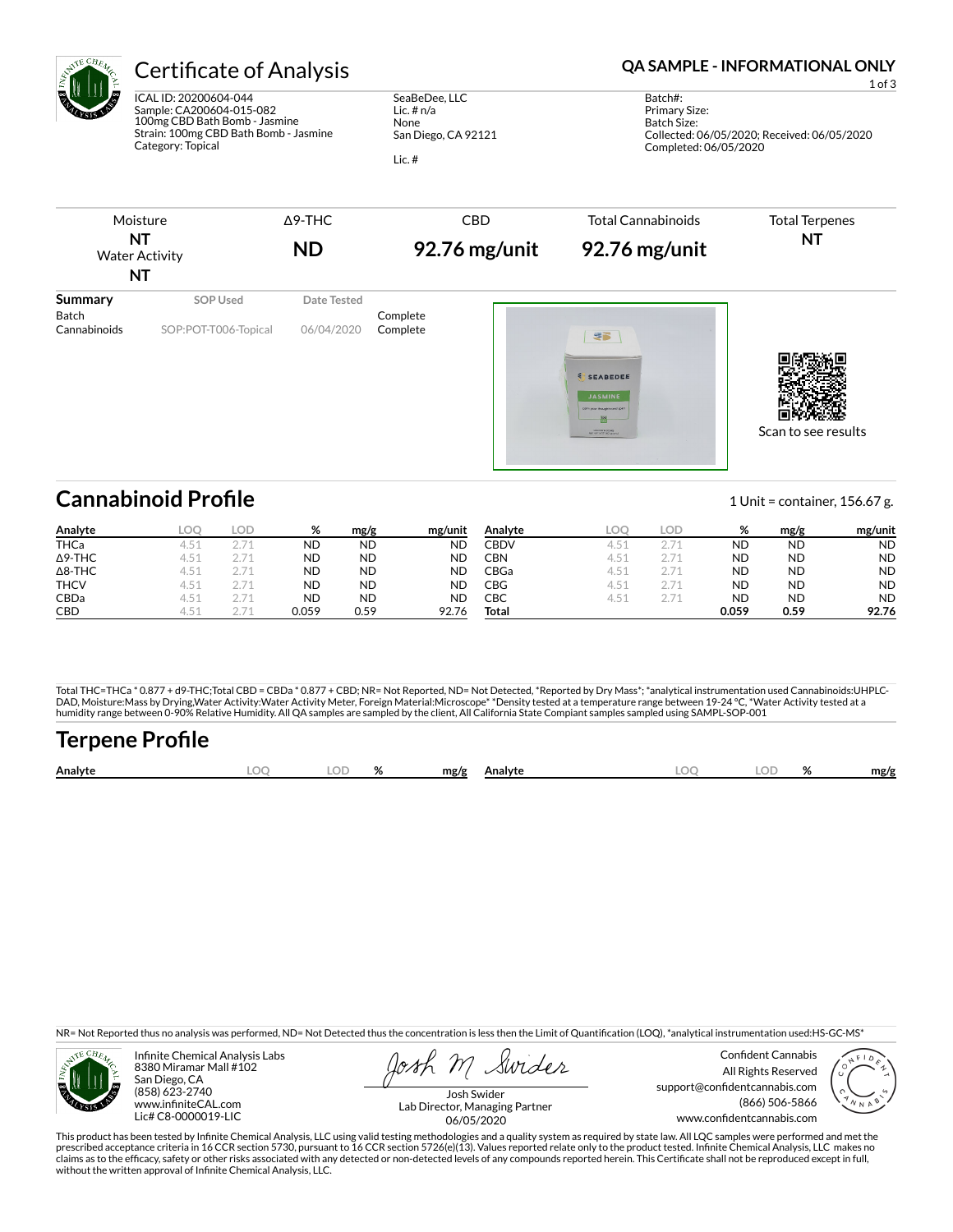# Certificate of Analysis

**QA SAMPLE - INFORMATIONAL ONLY**

ICAL ID: 20200604-044
Sample: CA200604-015-082
100mg CBD Bath Bomb - Jasmine
Strain: 100mg CBD Bath Bomb - Jasmine
Category: Topical

SeaBeDee, LLC
Lic. # n/a
None
San Diego, CA 92121

Lic. #

Batch#:
Primary Size:
Batch Size:
Collected: 06/05/2020; Received: 06/05/2020
Completed: 06/05/2020

| Moisture | Δ9-THC | CBD | Total Cannabinoids | Total Terpenes |
|---|---|---|---|---|
| **NT** | **ND** | **92.76 mg/unit** | **92.76 mg/unit** | **NT** |
| Water Activity **NT** | | | | |

| Summary | SOP Used | Date Tested | |
|---|---|---|---|
| Batch | | | Complete |
| Cannabinoids | SOP:POT-T006-Topical | 06/04/2020 | Complete |

Scan to see results

## Cannabinoid Profile

1 Unit = container, 156.67 g.

| Analyte | LOQ | LOD | % | mg/g | mg/unit | Analyte | LOQ | LOD | % | mg/g | mg/unit |
|---|---|---|---|---|---|---|---|---|---|---|---|
| THCa | 4.51 | 2.71 | ND | ND | ND | CBDV | 4.51 | 2.71 | ND | ND | ND |
| Δ9-THC | 4.51 | 2.71 | ND | ND | ND | CBN | 4.51 | 2.71 | ND | ND | ND |
| Δ8-THC | 4.51 | 2.71 | ND | ND | ND | CBGa | 4.51 | 2.71 | ND | ND | ND |
| THCV | 4.51 | 2.71 | ND | ND | ND | CBG | 4.51 | 2.71 | ND | ND | ND |
| CBDa | 4.51 | 2.71 | ND | ND | ND | CBC | 4.51 | 2.71 | ND | ND | ND |
| CBD | 4.51 | 2.71 | 0.059 | 0.59 | 92.76 | **Total** | | | **0.059** | **0.59** | **92.76** |

Total THC=THCa * 0.877 + d9-THC;Total CBD = CBDa * 0.877 + CBD; NR= Not Reported, ND= Not Detected, *Reported by Dry Mass*; *analytical instrumentation used Cannabinoids:UHPLC-DAD, Moisture:Mass by Drying,Water Activity:Water Activity Meter, Foreign Material:Microscope* *Density tested at a temperature range between 19-24 °C, *Water Activity tested at a humidity range between 0-90% Relative Humidity. All QA samples are sampled by the client, All California State Compiant samples sampled using SAMPL-SOP-001

## Terpene Profile

| Analyte | LOQ | LOD | % | mg/g | Analyte | LOQ | LOD | % | mg/g |
|---|---|---|---|---|---|---|---|---|---|

NR= Not Reported thus no analysis was performed, ND= Not Detected thus the concentration is less then the Limit of Quantification (LOQ), *analytical instrumentation used:HS-GC-MS*

Infinite Chemical Analysis Labs
8380 Miramar Mall #102
San Diego, CA
(858) 623-2740
www.infiniteCAL.com
Lic# C8-0000019-LIC

Josh Swider
Lab Director, Managing Partner
06/05/2020

Confident Cannabis
All Rights Reserved
support@confidentcannabis.com
(866) 506-5866
www.confidentcannabis.com

This product has been tested by Infinite Chemical Analysis, LLC using valid testing methodologies and a quality system as required by state law. All LQC samples were performed and met the prescribed acceptance criteria in 16 CCR section 5730, pursuant to 16 CCR section 5726(e)(13). Values reported relate only to the product tested. Infinite Chemical Analysis, LLC makes no claims as to the efficacy, safety or other risks associated with any detected or non-detected levels of any compounds reported herein. This Certificate shall not be reproduced except in full, without the written approval of Infinite Chemical Analysis, LLC.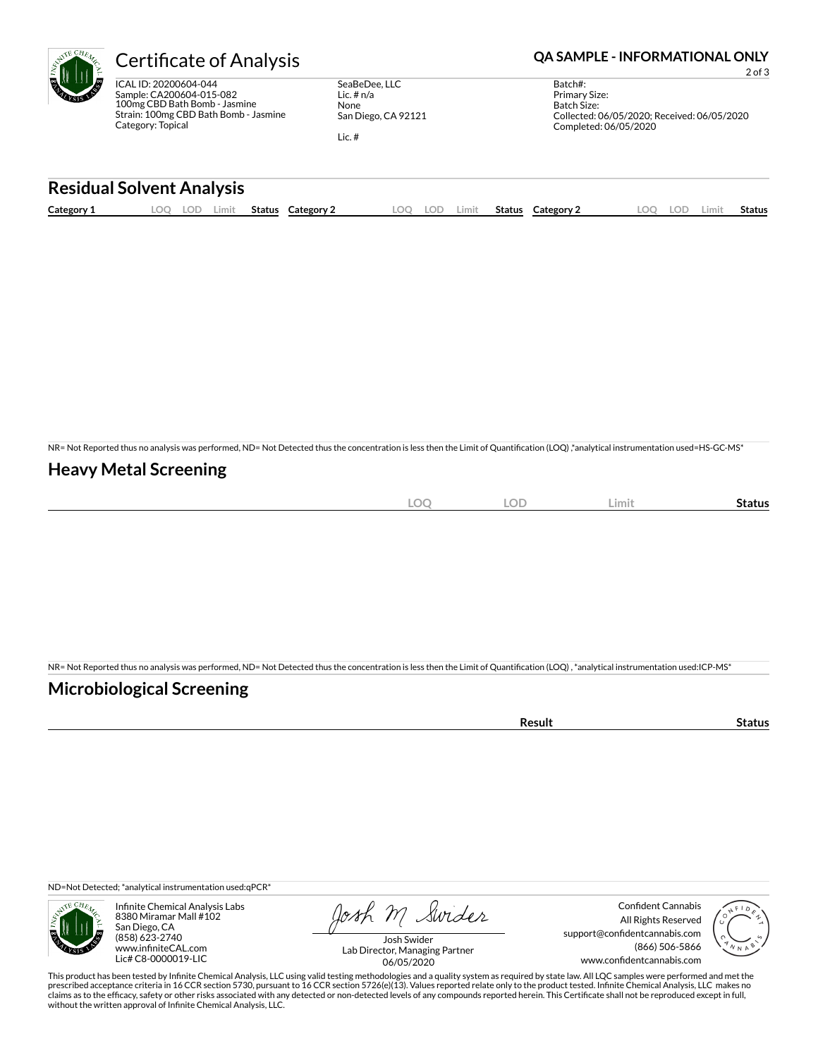# Certificate of Analysis

**QA SAMPLE - INFORMATIONAL ONLY**

ICAL ID: 20200604-044
Sample: CA200604-015-082
100mg CBD Bath Bomb - Jasmine
Strain: 100mg CBD Bath Bomb - Jasmine
Category: Topical

SeaBeDee, LLC
Lic. # n/a
None
San Diego, CA 92121

Lic. #

Batch#:
Primary Size:
Batch Size:
Collected: 06/05/2020; Received: 06/05/2020
Completed: 06/05/2020

## Residual Solvent Analysis

| Category 1 | LOQ | LOD | Limit | Status | Category 2 | LOQ | LOD | Limit | Status | Category 2 | LOQ | LOD | Limit | Status |
|---|---|---|---|---|---|---|---|---|---|---|---|---|---|---|

NR= Not Reported thus no analysis was performed, ND= Not Detected thus the concentration is less then the Limit of Quantification (LOQ) ,*analytical instrumentation used=HS-GC-MS*

## Heavy Metal Screening

| | LOQ | LOD | Limit | Status |
|---|---|---|---|---|

NR= Not Reported thus no analysis was performed, ND= Not Detected thus the concentration is less then the Limit of Quantification (LOQ) , *analytical instrumentation used:ICP-MS*

## Microbiological Screening

| | Result | Status |
|---|---|---|

ND=Not Detected; *analytical instrumentation used:qPCR*

Infinite Chemical Analysis Labs
8380 Miramar Mall #102
San Diego, CA
(858) 623-2740
www.infiniteCAL.com
Lic# C8-0000019-LIC

Josh Swider
Lab Director, Managing Partner
06/05/2020

Confident Cannabis
All Rights Reserved
support@confidentcannabis.com
(866) 506-5866
www.confidentcannabis.com

This product has been tested by Infinite Chemical Analysis, LLC using valid testing methodologies and a quality system as required by state law. All LQC samples were performed and met the prescribed acceptance criteria in 16 CCR section 5730, pursuant to 16 CCR section 5726(e)(13). Values reported relate only to the product tested. Infinite Chemical Analysis, LLC makes no claims as to the efficacy, safety or other risks associated with any detected or non-detected levels of any compounds reported herein. This Certificate shall not be reproduced except in full, without the written approval of Infinite Chemical Analysis, LLC.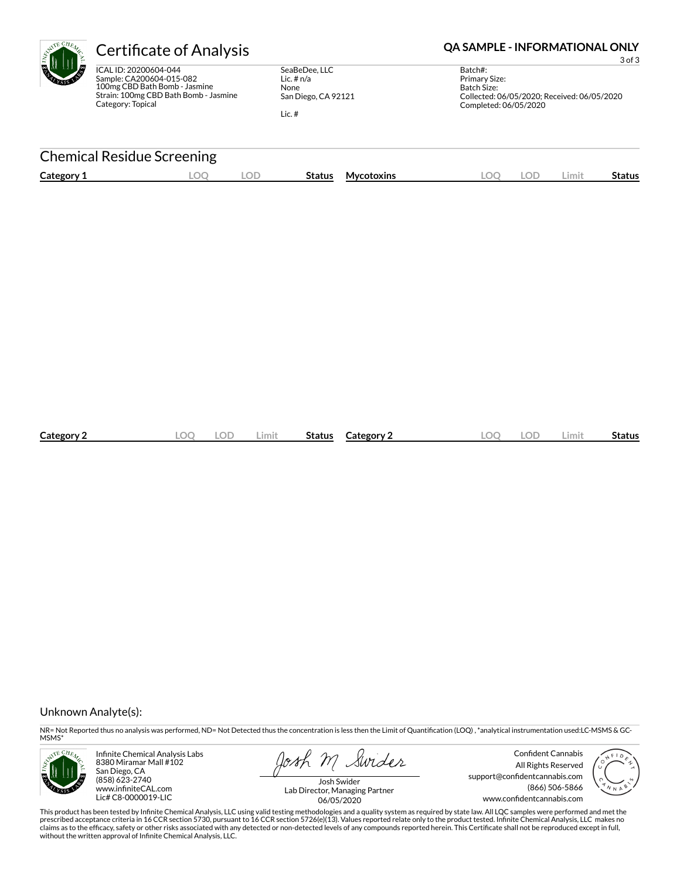# Certificate of Analysis

**QA SAMPLE - INFORMATIONAL ONLY**

ICAL ID: 20200604-044
Sample: CA200604-015-082
100mg CBD Bath Bomb - Jasmine
Strain: 100mg CBD Bath Bomb - Jasmine
Category: Topical

SeaBeDee, LLC
Lic. # n/a
None
San Diego, CA 92121

Lic. #

Batch#:
Primary Size:
Batch Size:
Collected: 06/05/2020; Received: 06/05/2020
Completed: 06/05/2020

## Chemical Residue Screening

| Category 1 | LOQ | LOD | Status |
|---|---|---|---|

| Mycotoxins | LOQ | LOD | Limit | Status |
|---|---|---|---|---|

| Category 2 | LOQ | LOD | Limit | Status |
|---|---|---|---|---|

| Category 2 | LOQ | LOD | Limit | Status |
|---|---|---|---|---|

Unknown Analyte(s):

NR= Not Reported thus no analysis was performed, ND= Not Detected thus the concentration is less then the Limit of Quantification (LOQ) , *analytical instrumentation used:LC-MSMS & GC-MSMS*

Infinite Chemical Analysis Labs
8380 Miramar Mall #102
San Diego, CA
(858) 623-2740
www.infiniteCAL.com
Lic# C8-0000019-LIC

Josh Swider
Lab Director, Managing Partner
06/05/2020

Confident Cannabis
All Rights Reserved
support@confidentcannabis.com
(866) 506-5866
www.confidentcannabis.com

This product has been tested by Infinite Chemical Analysis, LLC using valid testing methodologies and a quality system as required by state law. All LQC samples were performed and met the prescribed acceptance criteria in 16 CCR section 5730, pursuant to 16 CCR section 5726(e)(13). Values reported relate only to the product tested. Infinite Chemical Analysis, LLC makes no claims as to the efficacy, safety or other risks associated with any detected or non-detected levels of any compounds reported herein. This Certificate shall not be reproduced except in full, without the written approval of Infinite Chemical Analysis, LLC.